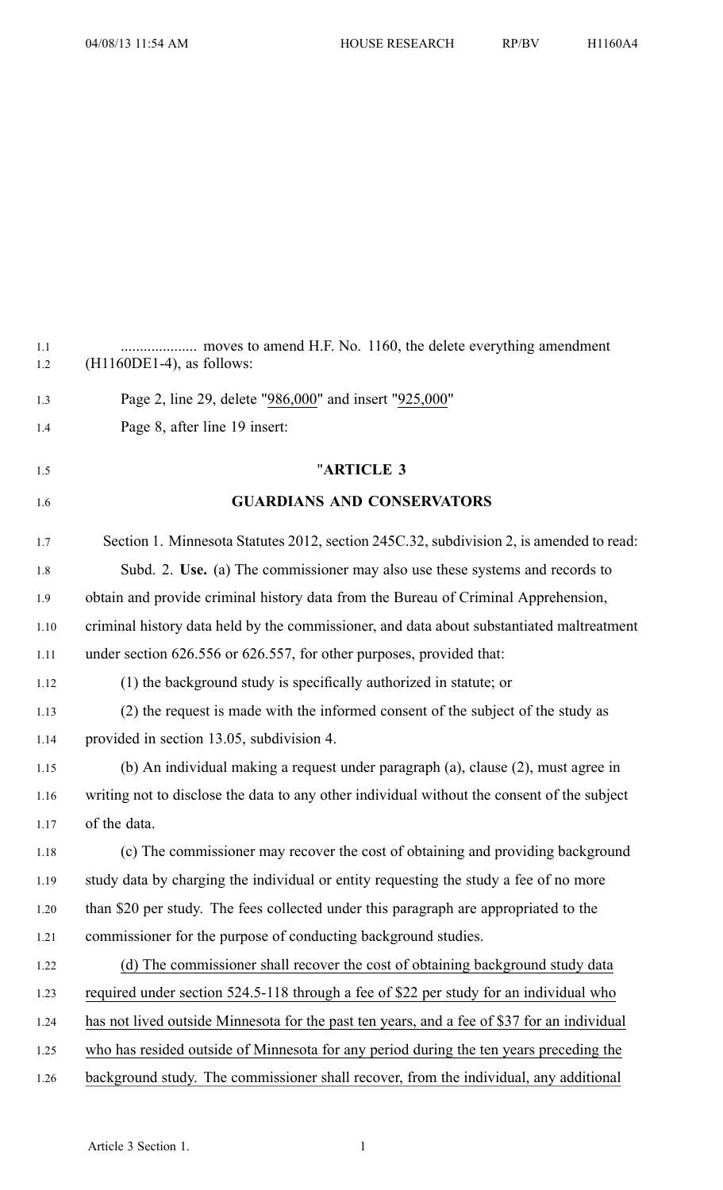.................... moves to amend H.F. No. 1160, the delete everything amendment (H1160DE1-4), as follows:

Page 2, line 29, delete "986,000" and insert "925,000"

Page 8, after line 19 insert:

"**ARTICLE 3**

**GUARDIANS AND CONSERVATORS**

Section 1. Minnesota Statutes 2012, section 245C.32, subdivision 2, is amended to read:

Subd. 2. **Use.** (a) The commissioner may also use these systems and records to obtain and provide criminal history data from the Bureau of Criminal Apprehension, criminal history data held by the commissioner, and data about substantiated maltreatment under section 626.556 or 626.557, for other purposes, provided that:

(1) the background study is specifically authorized in statute; or

(2) the request is made with the informed consent of the subject of the study as provided in section 13.05, subdivision 4.

(b) An individual making a request under paragraph (a), clause (2), must agree in writing not to disclose the data to any other individual without the consent of the subject of the data.

(c) The commissioner may recover the cost of obtaining and providing background study data by charging the individual or entity requesting the study a fee of no more than $20 per study. The fees collected under this paragraph are appropriated to the commissioner for the purpose of conducting background studies.

(d) The commissioner shall recover the cost of obtaining background study data required under section 524.5-118 through a fee of $22 per study for an individual who has not lived outside Minnesota for the past ten years, and a fee of $37 for an individual who has resided outside of Minnesota for any period during the ten years preceding the background study. The commissioner shall recover, from the individual, any additional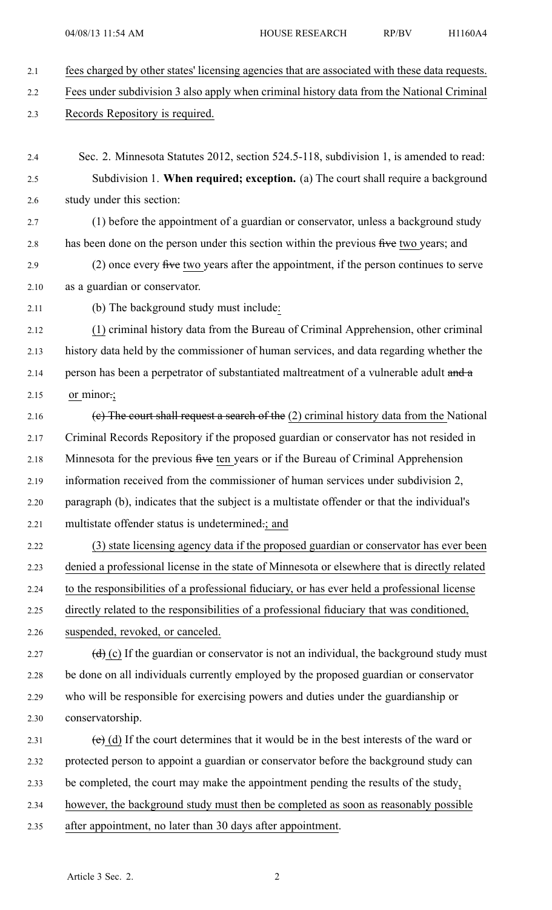fees charged by other states' licensing agencies that are associated with these data requests. Fees under subdivision 3 also apply when criminal history data from the National Criminal Records Repository is required.

Sec. 2. Minnesota Statutes 2012, section 524.5-118, subdivision 1, is amended to read:

Subdivision 1. **When required; exception.** (a) The court shall require a background study under this section:

(1) before the appointment of a guardian or conservator, unless a background study has been done on the person under this section within the previous ~~five~~ two years; and

(2) once every ~~five~~ two years after the appointment, if the person continues to serve as a guardian or conservator.

(b) The background study must include:

(1) criminal history data from the Bureau of Criminal Apprehension, other criminal history data held by the commissioner of human services, and data regarding whether the person has been a perpetrator of substantiated maltreatment of a vulnerable adult ~~and a~~ or minor~~.~~;

~~(c) The court shall request a search of the~~ (2) criminal history data from the National Criminal Records Repository if the proposed guardian or conservator has not resided in Minnesota for the previous ~~five~~ ten years or if the Bureau of Criminal Apprehension information received from the commissioner of human services under subdivision 2, paragraph (b), indicates that the subject is a multistate offender or that the individual's multistate offender status is undetermined~~.~~; and

(3) state licensing agency data if the proposed guardian or conservator has ever been denied a professional license in the state of Minnesota or elsewhere that is directly related to the responsibilities of a professional fiduciary, or has ever held a professional license directly related to the responsibilities of a professional fiduciary that was conditioned, suspended, revoked, or canceled.

~~(d)~~ (c) If the guardian or conservator is not an individual, the background study must be done on all individuals currently employed by the proposed guardian or conservator who will be responsible for exercising powers and duties under the guardianship or conservatorship.

~~(e)~~ (d) If the court determines that it would be in the best interests of the ward or protected person to appoint a guardian or conservator before the background study can be completed, the court may make the appointment pending the results of the study, however, the background study must then be completed as soon as reasonably possible after appointment, no later than 30 days after appointment.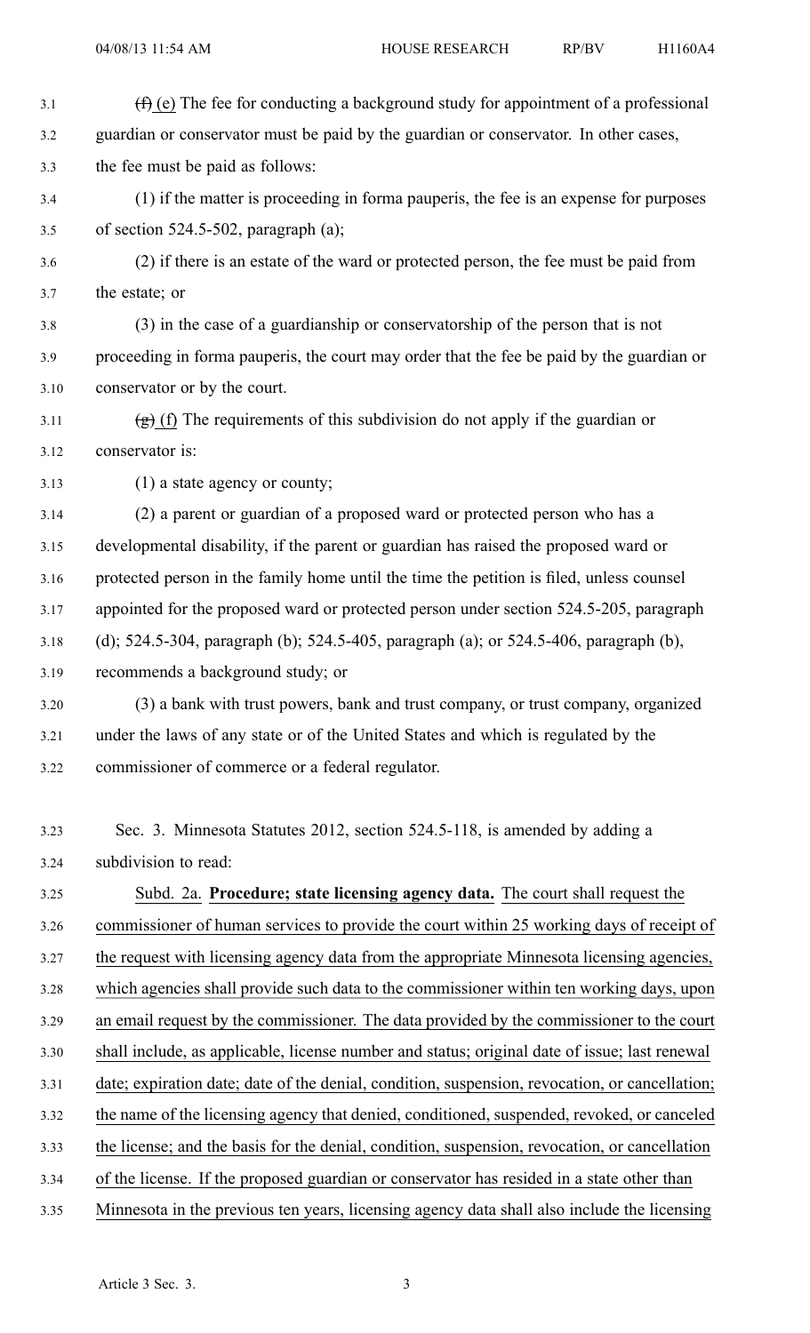~~(f)~~ (e) The fee for conducting a background study for appointment of a professional guardian or conservator must be paid by the guardian or conservator. In other cases, the fee must be paid as follows:

(1) if the matter is proceeding in forma pauperis, the fee is an expense for purposes of section 524.5-502, paragraph (a);

(2) if there is an estate of the ward or protected person, the fee must be paid from the estate; or

(3) in the case of a guardianship or conservatorship of the person that is not proceeding in forma pauperis, the court may order that the fee be paid by the guardian or conservator or by the court.

~~(g)~~ (f) The requirements of this subdivision do not apply if the guardian or conservator is:

(1) a state agency or county;

(2) a parent or guardian of a proposed ward or protected person who has a developmental disability, if the parent or guardian has raised the proposed ward or protected person in the family home until the time the petition is filed, unless counsel appointed for the proposed ward or protected person under section 524.5-205, paragraph (d); 524.5-304, paragraph (b); 524.5-405, paragraph (a); or 524.5-406, paragraph (b), recommends a background study; or

(3) a bank with trust powers, bank and trust company, or trust company, organized under the laws of any state or of the United States and which is regulated by the commissioner of commerce or a federal regulator.

Sec. 3. Minnesota Statutes 2012, section 524.5-118, is amended by adding a subdivision to read:

Subd. 2a. **Procedure; state licensing agency data.** The court shall request the commissioner of human services to provide the court within 25 working days of receipt of the request with licensing agency data from the appropriate Minnesota licensing agencies, which agencies shall provide such data to the commissioner within ten working days, upon an email request by the commissioner. The data provided by the commissioner to the court shall include, as applicable, license number and status; original date of issue; last renewal date; expiration date; date of the denial, condition, suspension, revocation, or cancellation; the name of the licensing agency that denied, conditioned, suspended, revoked, or canceled the license; and the basis for the denial, condition, suspension, revocation, or cancellation of the license. If the proposed guardian or conservator has resided in a state other than Minnesota in the previous ten years, licensing agency data shall also include the licensing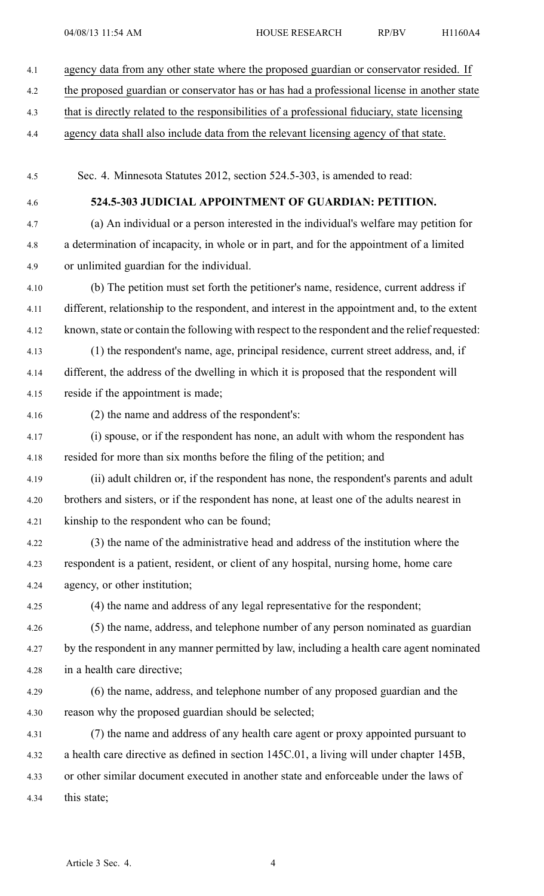agency data from any other state where the proposed guardian or conservator resided. If the proposed guardian or conservator has or has had a professional license in another state that is directly related to the responsibilities of a professional fiduciary, state licensing agency data shall also include data from the relevant licensing agency of that state.

Sec. 4. Minnesota Statutes 2012, section 524.5-303, is amended to read:

**524.5-303 JUDICIAL APPOINTMENT OF GUARDIAN: PETITION.**

(a) An individual or a person interested in the individual's welfare may petition for a determination of incapacity, in whole or in part, and for the appointment of a limited or unlimited guardian for the individual.

(b) The petition must set forth the petitioner's name, residence, current address if different, relationship to the respondent, and interest in the appointment and, to the extent known, state or contain the following with respect to the respondent and the relief requested:

(1) the respondent's name, age, principal residence, current street address, and, if different, the address of the dwelling in which it is proposed that the respondent will reside if the appointment is made;

(2) the name and address of the respondent's:

(i) spouse, or if the respondent has none, an adult with whom the respondent has resided for more than six months before the filing of the petition; and

(ii) adult children or, if the respondent has none, the respondent's parents and adult brothers and sisters, or if the respondent has none, at least one of the adults nearest in kinship to the respondent who can be found;

(3) the name of the administrative head and address of the institution where the respondent is a patient, resident, or client of any hospital, nursing home, home care agency, or other institution;

(4) the name and address of any legal representative for the respondent;

(5) the name, address, and telephone number of any person nominated as guardian by the respondent in any manner permitted by law, including a health care agent nominated in a health care directive;

(6) the name, address, and telephone number of any proposed guardian and the reason why the proposed guardian should be selected;

(7) the name and address of any health care agent or proxy appointed pursuant to a health care directive as defined in section 145C.01, a living will under chapter 145B, or other similar document executed in another state and enforceable under the laws of this state;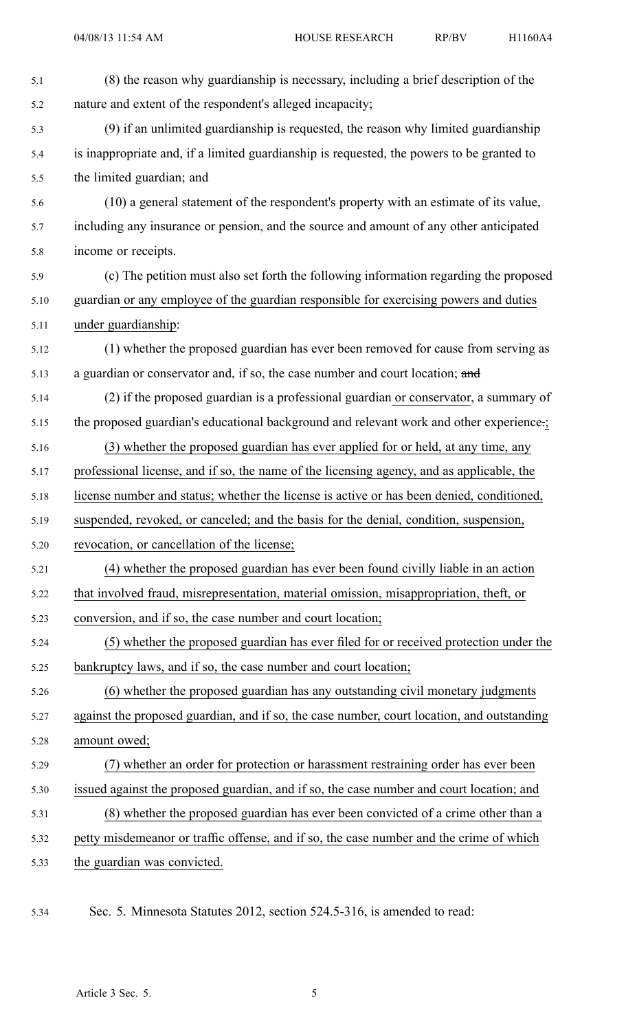(8) the reason why guardianship is necessary, including a brief description of the nature and extent of the respondent's alleged incapacity;

(9) if an unlimited guardianship is requested, the reason why limited guardianship is inappropriate and, if a limited guardianship is requested, the powers to be granted to the limited guardian; and

(10) a general statement of the respondent's property with an estimate of its value, including any insurance or pension, and the source and amount of any other anticipated income or receipts.

(c) The petition must also set forth the following information regarding the proposed guardian or any employee of the guardian responsible for exercising powers and duties under guardianship:

(1) whether the proposed guardian has ever been removed for cause from serving as a guardian or conservator and, if so, the case number and court location; ~~and~~

(2) if the proposed guardian is a professional guardian or conservator, a summary of the proposed guardian's educational background and relevant work and other experience~~.~~;

(3) whether the proposed guardian has ever applied for or held, at any time, any professional license, and if so, the name of the licensing agency, and as applicable, the license number and status; whether the license is active or has been denied, conditioned, suspended, revoked, or canceled; and the basis for the denial, condition, suspension, revocation, or cancellation of the license;

(4) whether the proposed guardian has ever been found civilly liable in an action that involved fraud, misrepresentation, material omission, misappropriation, theft, or conversion, and if so, the case number and court location;

(5) whether the proposed guardian has ever filed for or received protection under the bankruptcy laws, and if so, the case number and court location;

(6) whether the proposed guardian has any outstanding civil monetary judgments against the proposed guardian, and if so, the case number, court location, and outstanding amount owed;

(7) whether an order for protection or harassment restraining order has ever been issued against the proposed guardian, and if so, the case number and court location; and

(8) whether the proposed guardian has ever been convicted of a crime other than a petty misdemeanor or traffic offense, and if so, the case number and the crime of which the guardian was convicted.

Sec. 5. Minnesota Statutes 2012, section 524.5-316, is amended to read: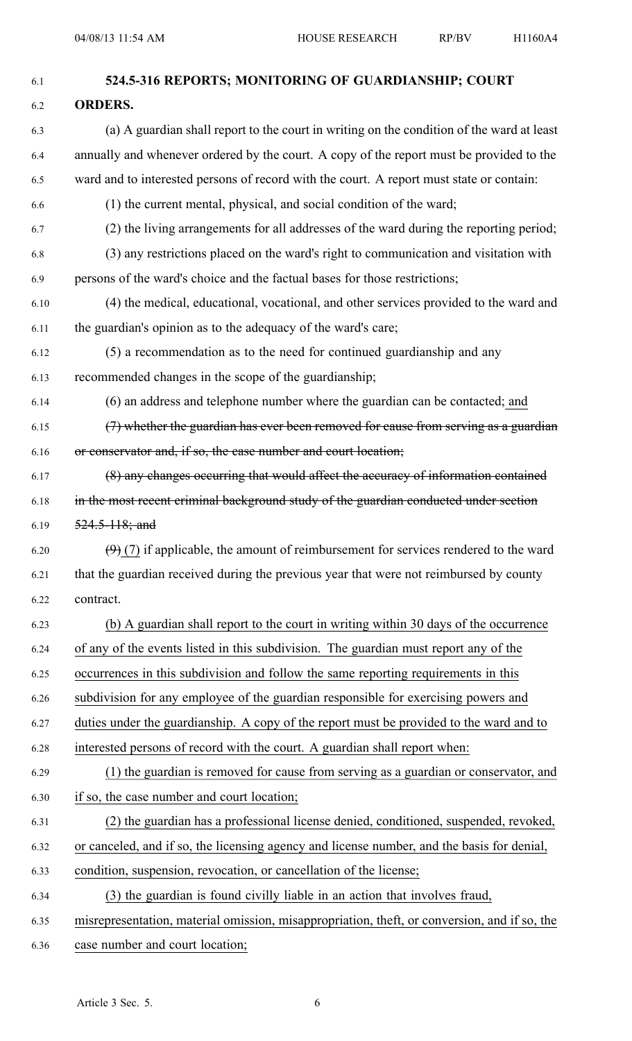**524.5-316 REPORTS; MONITORING OF GUARDIANSHIP; COURT ORDERS.**

(a) A guardian shall report to the court in writing on the condition of the ward at least annually and whenever ordered by the court. A copy of the report must be provided to the ward and to interested persons of record with the court. A report must state or contain:

(1) the current mental, physical, and social condition of the ward;

(2) the living arrangements for all addresses of the ward during the reporting period;

(3) any restrictions placed on the ward's right to communication and visitation with persons of the ward's choice and the factual bases for those restrictions;

(4) the medical, educational, vocational, and other services provided to the ward and the guardian's opinion as to the adequacy of the ward's care;

(5) a recommendation as to the need for continued guardianship and any recommended changes in the scope of the guardianship;

(6) an address and telephone number where the guardian can be contacted; <u>and</u>

~~(7) whether the guardian has ever been removed for cause from serving as a guardian or conservator and, if so, the case number and court location;~~

~~(8) any changes occurring that would affect the accuracy of information contained in the most recent criminal background study of the guardian conducted under section 524.5-118; and~~

~~(9)~~ <u>(7)</u> if applicable, the amount of reimbursement for services rendered to the ward that the guardian received during the previous year that were not reimbursed by county contract.

<u>(b) A guardian shall report to the court in writing within 30 days of the occurrence of any of the events listed in this subdivision. The guardian must report any of the occurrences in this subdivision and follow the same reporting requirements in this subdivision for any employee of the guardian responsible for exercising powers and duties under the guardianship. A copy of the report must be provided to the ward and to interested persons of record with the court. A guardian shall report when:</u>

<u>(1) the guardian is removed for cause from serving as a guardian or conservator, and if so, the case number and court location;</u>

<u>(2) the guardian has a professional license denied, conditioned, suspended, revoked, or canceled, and if so, the licensing agency and license number, and the basis for denial, condition, suspension, revocation, or cancellation of the license;</u>

<u>(3) the guardian is found civilly liable in an action that involves fraud, misrepresentation, material omission, misappropriation, theft, or conversion, and if so, the case number and court location;</u>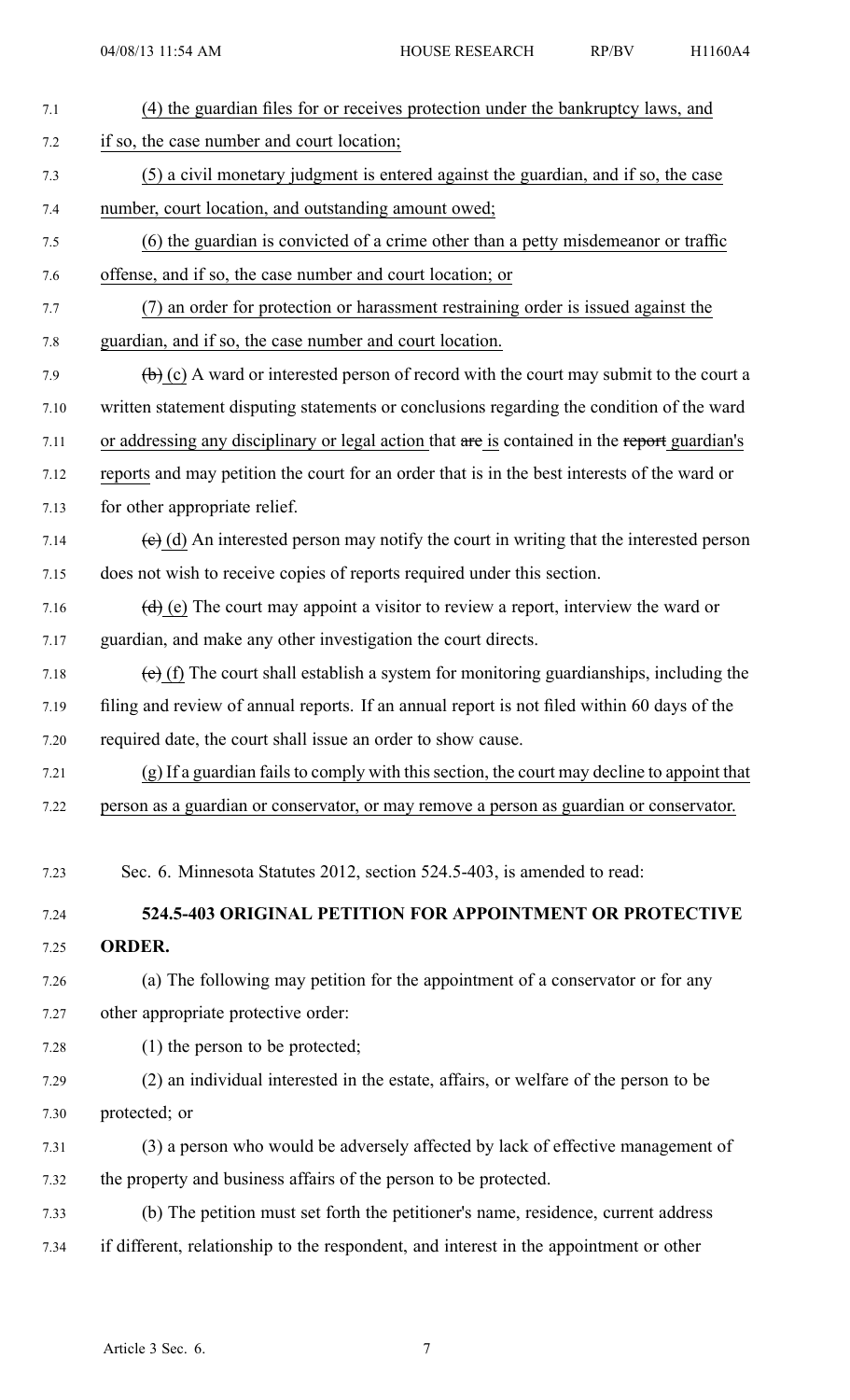(4) the guardian files for or receives protection under the bankruptcy laws, and if so, the case number and court location;

(5) a civil monetary judgment is entered against the guardian, and if so, the case number, court location, and outstanding amount owed;

(6) the guardian is convicted of a crime other than a petty misdemeanor or traffic offense, and if so, the case number and court location; or

(7) an order for protection or harassment restraining order is issued against the guardian, and if so, the case number and court location.

~~(b)~~ (c) A ward or interested person of record with the court may submit to the court a written statement disputing statements or conclusions regarding the condition of the ward or addressing any disciplinary or legal action that ~~are~~ is contained in the ~~report~~ guardian's reports and may petition the court for an order that is in the best interests of the ward or for other appropriate relief.

~~(c)~~ (d) An interested person may notify the court in writing that the interested person does not wish to receive copies of reports required under this section.

~~(d)~~ (e) The court may appoint a visitor to review a report, interview the ward or guardian, and make any other investigation the court directs.

~~(e)~~ (f) The court shall establish a system for monitoring guardianships, including the filing and review of annual reports. If an annual report is not filed within 60 days of the required date, the court shall issue an order to show cause.

(g) If a guardian fails to comply with this section, the court may decline to appoint that person as a guardian or conservator, or may remove a person as guardian or conservator.

Sec. 6. Minnesota Statutes 2012, section 524.5-403, is amended to read:

**524.5-403 ORIGINAL PETITION FOR APPOINTMENT OR PROTECTIVE ORDER.**

(a) The following may petition for the appointment of a conservator or for any other appropriate protective order:

(1) the person to be protected;

(2) an individual interested in the estate, affairs, or welfare of the person to be protected; or

(3) a person who would be adversely affected by lack of effective management of the property and business affairs of the person to be protected.

(b) The petition must set forth the petitioner's name, residence, current address if different, relationship to the respondent, and interest in the appointment or other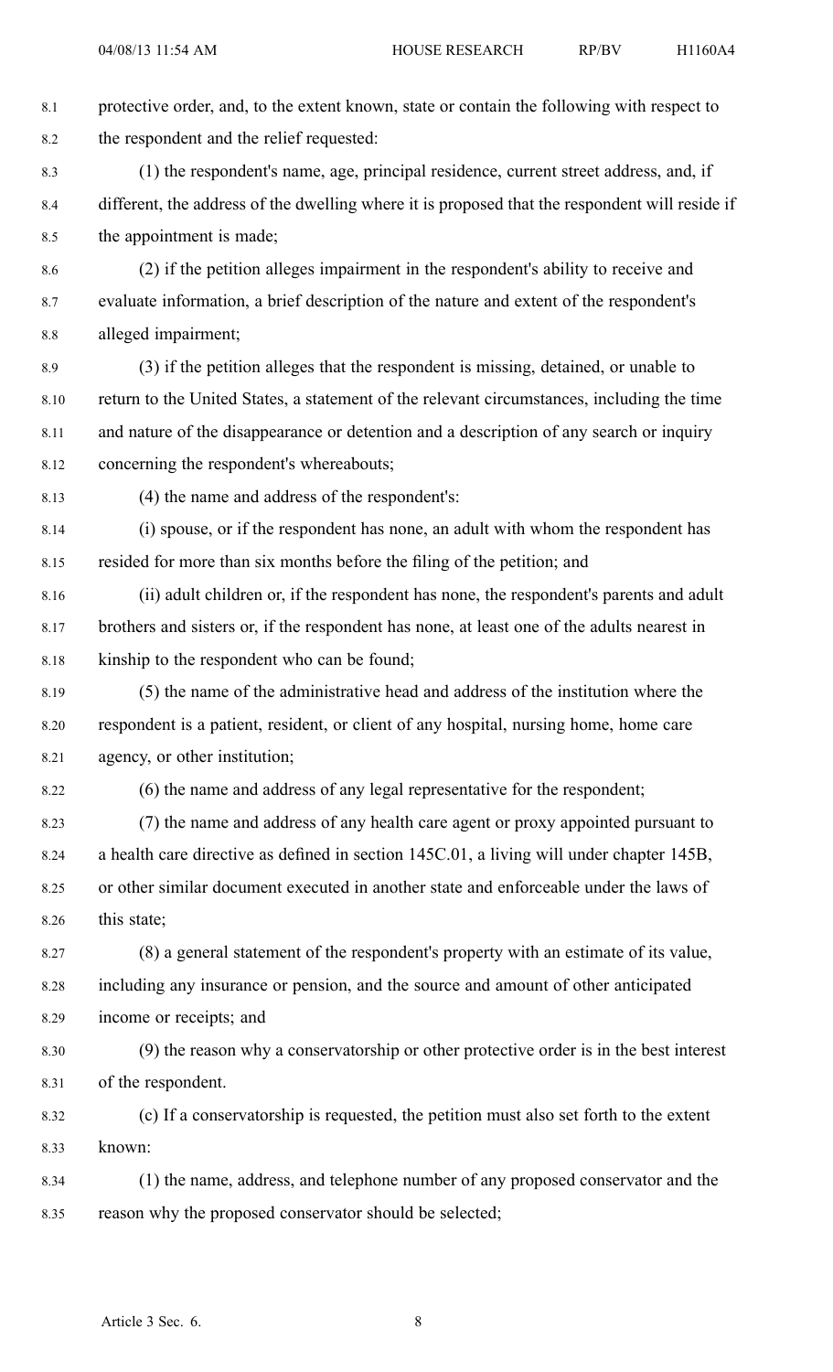protective order, and, to the extent known, state or contain the following with respect to the respondent and the relief requested:

(1) the respondent's name, age, principal residence, current street address, and, if different, the address of the dwelling where it is proposed that the respondent will reside if the appointment is made;

(2) if the petition alleges impairment in the respondent's ability to receive and evaluate information, a brief description of the nature and extent of the respondent's alleged impairment;

(3) if the petition alleges that the respondent is missing, detained, or unable to return to the United States, a statement of the relevant circumstances, including the time and nature of the disappearance or detention and a description of any search or inquiry concerning the respondent's whereabouts;

(4) the name and address of the respondent's:

(i) spouse, or if the respondent has none, an adult with whom the respondent has resided for more than six months before the filing of the petition; and

(ii) adult children or, if the respondent has none, the respondent's parents and adult brothers and sisters or, if the respondent has none, at least one of the adults nearest in kinship to the respondent who can be found;

(5) the name of the administrative head and address of the institution where the respondent is a patient, resident, or client of any hospital, nursing home, home care agency, or other institution;

(6) the name and address of any legal representative for the respondent;

(7) the name and address of any health care agent or proxy appointed pursuant to a health care directive as defined in section 145C.01, a living will under chapter 145B, or other similar document executed in another state and enforceable under the laws of this state;

(8) a general statement of the respondent's property with an estimate of its value, including any insurance or pension, and the source and amount of other anticipated income or receipts; and

(9) the reason why a conservatorship or other protective order is in the best interest of the respondent.

(c) If a conservatorship is requested, the petition must also set forth to the extent known:

(1) the name, address, and telephone number of any proposed conservator and the reason why the proposed conservator should be selected;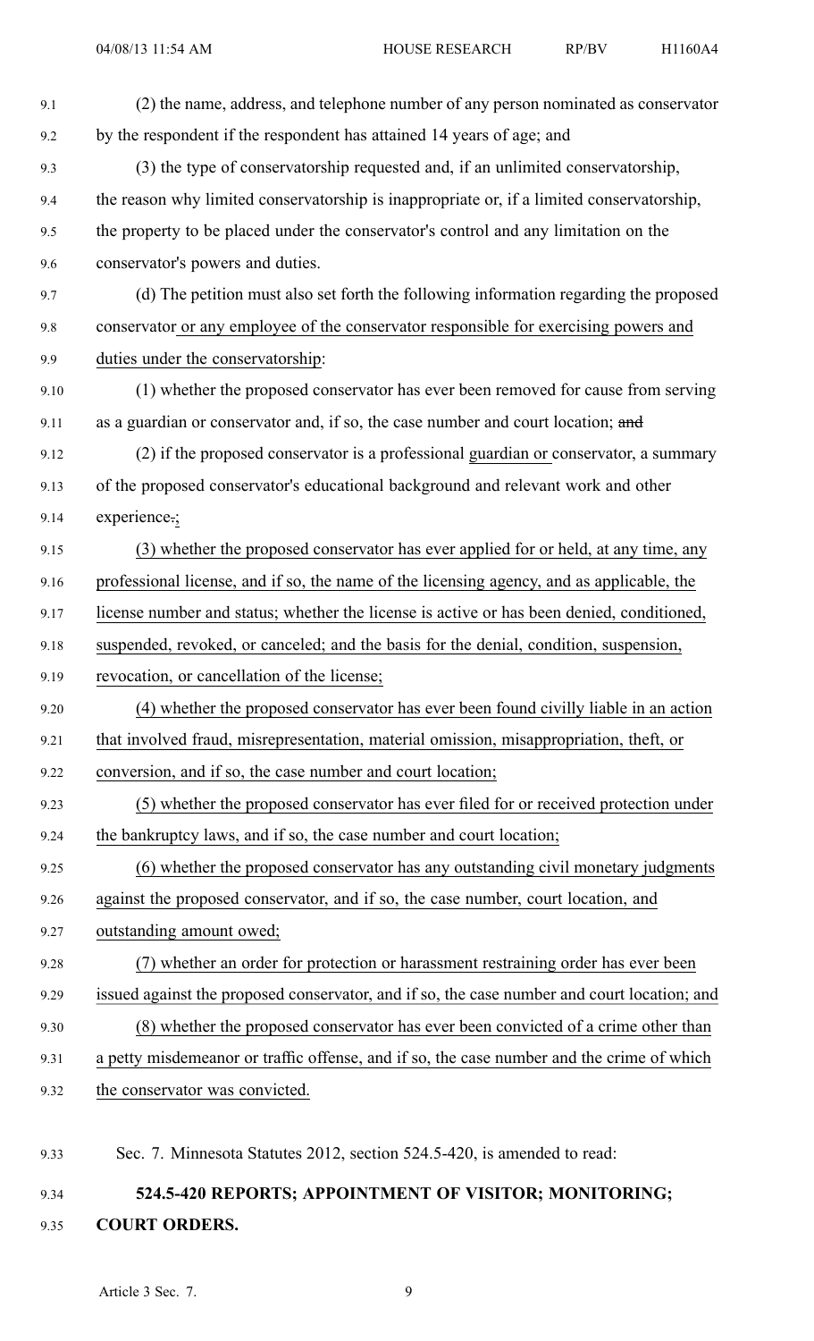(2) the name, address, and telephone number of any person nominated as conservator by the respondent if the respondent has attained 14 years of age; and

(3) the type of conservatorship requested and, if an unlimited conservatorship, the reason why limited conservatorship is inappropriate or, if a limited conservatorship, the property to be placed under the conservator's control and any limitation on the conservator's powers and duties.

(d) The petition must also set forth the following information regarding the proposed conservator or any employee of the conservator responsible for exercising powers and duties under the conservatorship:

(1) whether the proposed conservator has ever been removed for cause from serving as a guardian or conservator and, if so, the case number and court location; ~~and~~

(2) if the proposed conservator is a professional guardian or conservator, a summary of the proposed conservator's educational background and relevant work and other experience~~.~~;

(3) whether the proposed conservator has ever applied for or held, at any time, any professional license, and if so, the name of the licensing agency, and as applicable, the license number and status; whether the license is active or has been denied, conditioned, suspended, revoked, or canceled; and the basis for the denial, condition, suspension, revocation, or cancellation of the license;

(4) whether the proposed conservator has ever been found civilly liable in an action that involved fraud, misrepresentation, material omission, misappropriation, theft, or conversion, and if so, the case number and court location;

(5) whether the proposed conservator has ever filed for or received protection under the bankruptcy laws, and if so, the case number and court location;

(6) whether the proposed conservator has any outstanding civil monetary judgments against the proposed conservator, and if so, the case number, court location, and outstanding amount owed;

(7) whether an order for protection or harassment restraining order has ever been issued against the proposed conservator, and if so, the case number and court location; and

(8) whether the proposed conservator has ever been convicted of a crime other than a petty misdemeanor or traffic offense, and if so, the case number and the crime of which the conservator was convicted.

Sec. 7. Minnesota Statutes 2012, section 524.5-420, is amended to read:

**524.5-420 REPORTS; APPOINTMENT OF VISITOR; MONITORING; COURT ORDERS.**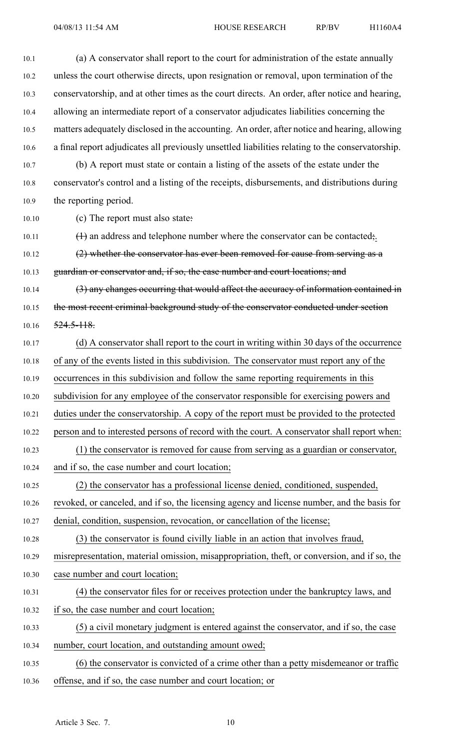(a) A conservator shall report to the court for administration of the estate annually unless the court otherwise directs, upon resignation or removal, upon termination of the conservatorship, and at other times as the court directs. An order, after notice and hearing, allowing an intermediate report of a conservator adjudicates liabilities concerning the matters adequately disclosed in the accounting. An order, after notice and hearing, allowing a final report adjudicates all previously unsettled liabilities relating to the conservatorship.

(b) A report must state or contain a listing of the assets of the estate under the conservator's control and a listing of the receipts, disbursements, and distributions during the reporting period.

(c) The report must also state~~:~~

~~(1)~~ an address and telephone number where the conservator can be contacted~~;~~.

~~(2) whether the conservator has ever been removed for cause from serving as a guardian or conservator and, if so, the case number and court locations; and~~

~~(3) any changes occurring that would affect the accuracy of information contained in the most recent criminal background study of the conservator conducted under section 524.5-118.~~

(d) A conservator shall report to the court in writing within 30 days of the occurrence of any of the events listed in this subdivision. The conservator must report any of the occurrences in this subdivision and follow the same reporting requirements in this subdivision for any employee of the conservator responsible for exercising powers and duties under the conservatorship. A copy of the report must be provided to the protected person and to interested persons of record with the court. A conservator shall report when:

(1) the conservator is removed for cause from serving as a guardian or conservator, and if so, the case number and court location;

(2) the conservator has a professional license denied, conditioned, suspended, revoked, or canceled, and if so, the licensing agency and license number, and the basis for denial, condition, suspension, revocation, or cancellation of the license;

(3) the conservator is found civilly liable in an action that involves fraud, misrepresentation, material omission, misappropriation, theft, or conversion, and if so, the case number and court location;

(4) the conservator files for or receives protection under the bankruptcy laws, and if so, the case number and court location;

(5) a civil monetary judgment is entered against the conservator, and if so, the case number, court location, and outstanding amount owed;

(6) the conservator is convicted of a crime other than a petty misdemeanor or traffic offense, and if so, the case number and court location; or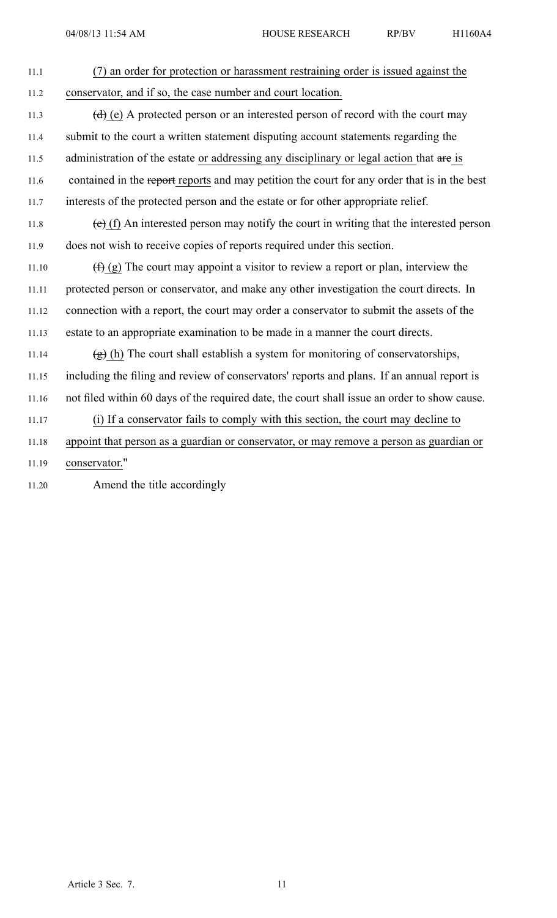(7) an order for protection or harassment restraining order is issued against the conservator, and if so, the case number and court location.

~~(d)~~ (e) A protected person or an interested person of record with the court may submit to the court a written statement disputing account statements regarding the administration of the estate or addressing any disciplinary or legal action that ~~are~~ is contained in the ~~report~~ reports and may petition the court for any order that is in the best interests of the protected person and the estate or for other appropriate relief.

~~(e)~~ (f) An interested person may notify the court in writing that the interested person does not wish to receive copies of reports required under this section.

~~(f)~~ (g) The court may appoint a visitor to review a report or plan, interview the protected person or conservator, and make any other investigation the court directs. In connection with a report, the court may order a conservator to submit the assets of the estate to an appropriate examination to be made in a manner the court directs.

~~(g)~~ (h) The court shall establish a system for monitoring of conservatorships, including the filing and review of conservators' reports and plans. If an annual report is not filed within 60 days of the required date, the court shall issue an order to show cause.

(i) If a conservator fails to comply with this section, the court may decline to appoint that person as a guardian or conservator, or may remove a person as guardian or conservator."

Amend the title accordingly